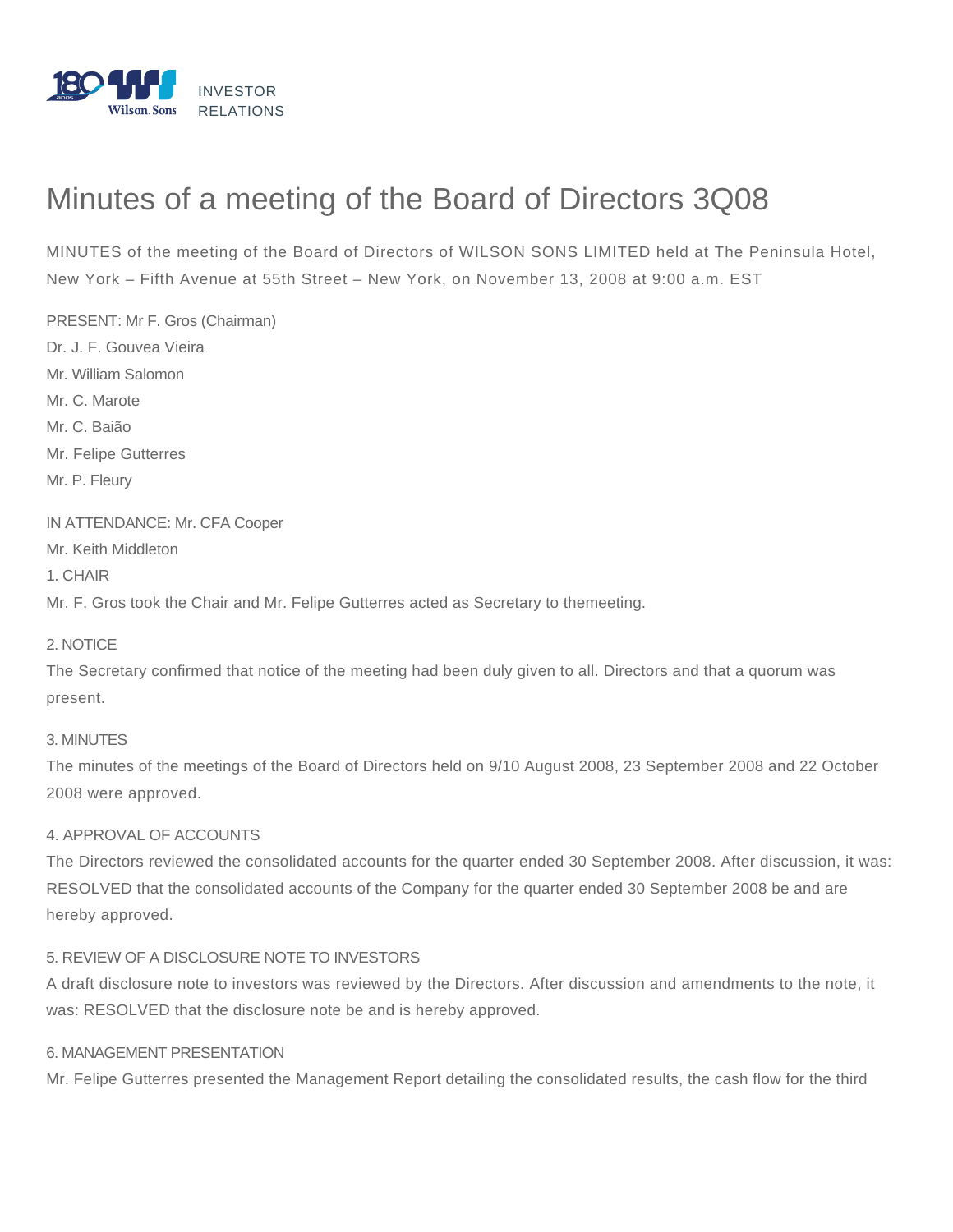INVESTOR RELATIONS

# Minutes of a meeting of the Board of Directors 3Q08

MINUTES of the meeting of the Board of Directors of WILSON SONS LIMITED held at The Peninsula Hotel, New York – Fifth Avenue at 55th Street – New York, on November 13, 2008 at 9:00 a.m. EST

PRESENT: Mr F. Gros (Chairman)
Dr. J. F. Gouvea Vieira
Mr. William Salomon
Mr. C. Marote
Mr. C. Baião
Mr. Felipe Gutterres
Mr. P. Fleury

IN ATTENDANCE: Mr. CFA Cooper
Mr. Keith Middleton

1. CHAIR

Mr. F. Gros took the Chair and Mr. Felipe Gutterres acted as Secretary to themeeting.

2. NOTICE

The Secretary confirmed that notice of the meeting had been duly given to all. Directors and that a quorum was present.

3. MINUTES

The minutes of the meetings of the Board of Directors held on 9/10 August 2008, 23 September 2008 and 22 October 2008 were approved.

4. APPROVAL OF ACCOUNTS

The Directors reviewed the consolidated accounts for the quarter ended 30 September 2008. After discussion, it was: RESOLVED that the consolidated accounts of the Company for the quarter ended 30 September 2008 be and are hereby approved.

5. REVIEW OF A DISCLOSURE NOTE TO INVESTORS

A draft disclosure note to investors was reviewed by the Directors. After discussion and amendments to the note, it was: RESOLVED that the disclosure note be and is hereby approved.

6. MANAGEMENT PRESENTATION

Mr. Felipe Gutterres presented the Management Report detailing the consolidated results, the cash flow for the third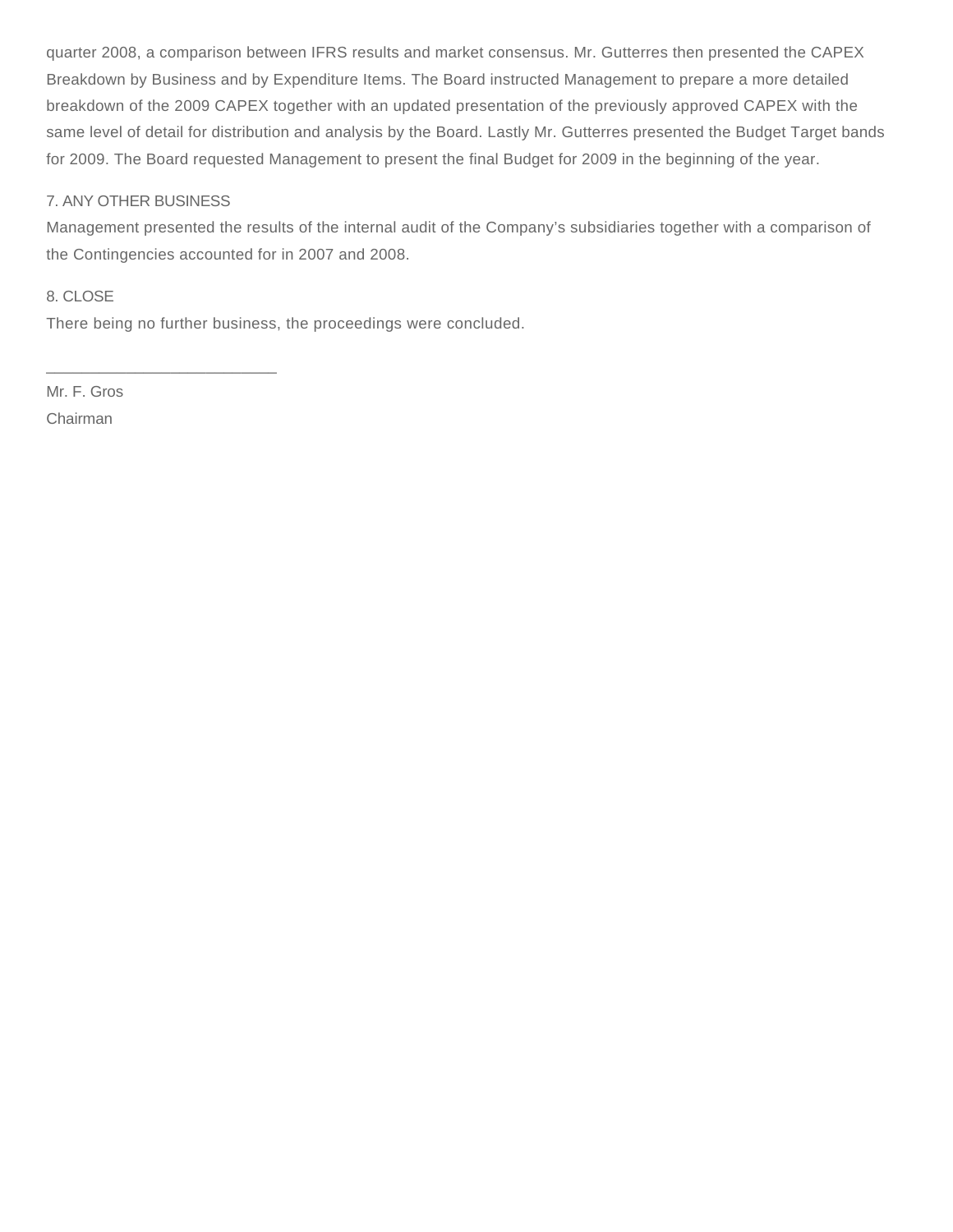quarter 2008, a comparison between IFRS results and market consensus. Mr. Gutterres then presented the CAPEX Breakdown by Business and by Expenditure Items. The Board instructed Management to prepare a more detailed breakdown of the 2009 CAPEX together with an updated presentation of the previously approved CAPEX with the same level of detail for distribution and analysis by the Board. Lastly Mr. Gutterres presented the Budget Target bands for 2009. The Board requested Management to present the final Budget for 2009 in the beginning of the year.

7. ANY OTHER BUSINESS

Management presented the results of the internal audit of the Company's subsidiaries together with a comparison of the Contingencies accounted for in 2007 and 2008.

8. CLOSE

There being no further business, the proceedings were concluded.

\_\_\_\_\_\_\_\_\_\_\_\_\_\_\_\_\_\_\_\_\_\_\_\_\_\_

Mr. F. Gros

Chairman